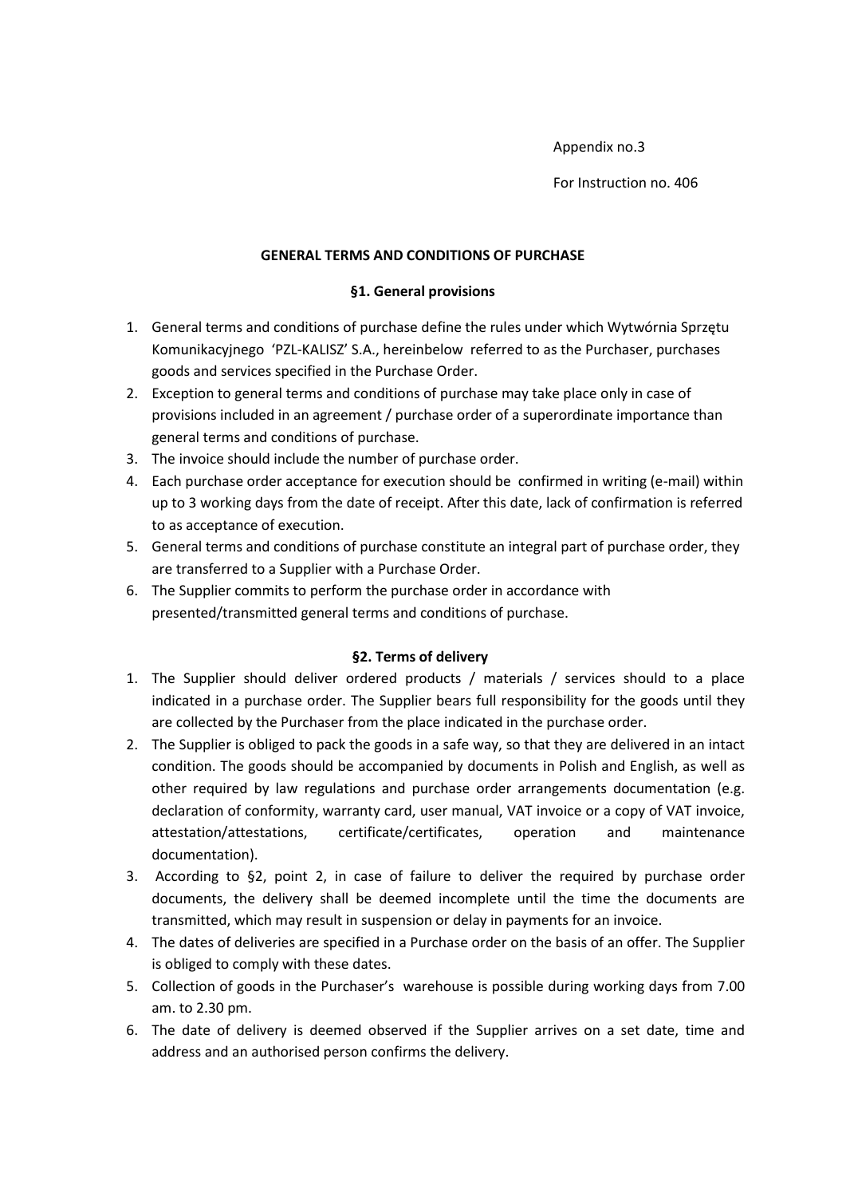Appendix no.3

For Instruction no. 406

# GENERAL TERMS AND CONDITIONS OF PURCHASE

## §1. General provisions

1. General terms and conditions of purchase define the rules under which Wytwórnia Sprzętu Komunikacyjnego 'PZL-KALISZ' S.A., hereinbelow referred to as the Purchaser, purchases goods and services specified in the Purchase Order.
2. Exception to general terms and conditions of purchase may take place only in case of provisions included in an agreement / purchase order of a superordinate importance than general terms and conditions of purchase.
3. The invoice should include the number of purchase order.
4. Each purchase order acceptance for execution should be confirmed in writing (e-mail) within up to 3 working days from the date of receipt. After this date, lack of confirmation is referred to as acceptance of execution.
5. General terms and conditions of purchase constitute an integral part of purchase order, they are transferred to a Supplier with a Purchase Order.
6. The Supplier commits to perform the purchase order in accordance with presented/transmitted general terms and conditions of purchase.

## §2. Terms of delivery

1. The Supplier should deliver ordered products / materials / services should to a place indicated in a purchase order. The Supplier bears full responsibility for the goods until they are collected by the Purchaser from the place indicated in the purchase order.
2. The Supplier is obliged to pack the goods in a safe way, so that they are delivered in an intact condition. The goods should be accompanied by documents in Polish and English, as well as other required by law regulations and purchase order arrangements documentation (e.g. declaration of conformity, warranty card, user manual, VAT invoice or a copy of VAT invoice, attestation/attestations, certificate/certificates, operation and maintenance documentation).
3. According to §2, point 2, in case of failure to deliver the required by purchase order documents, the delivery shall be deemed incomplete until the time the documents are transmitted, which may result in suspension or delay in payments for an invoice.
4. The dates of deliveries are specified in a Purchase order on the basis of an offer. The Supplier is obliged to comply with these dates.
5. Collection of goods in the Purchaser's warehouse is possible during working days from 7.00 am. to 2.30 pm.
6. The date of delivery is deemed observed if the Supplier arrives on a set date, time and address and an authorised person confirms the delivery.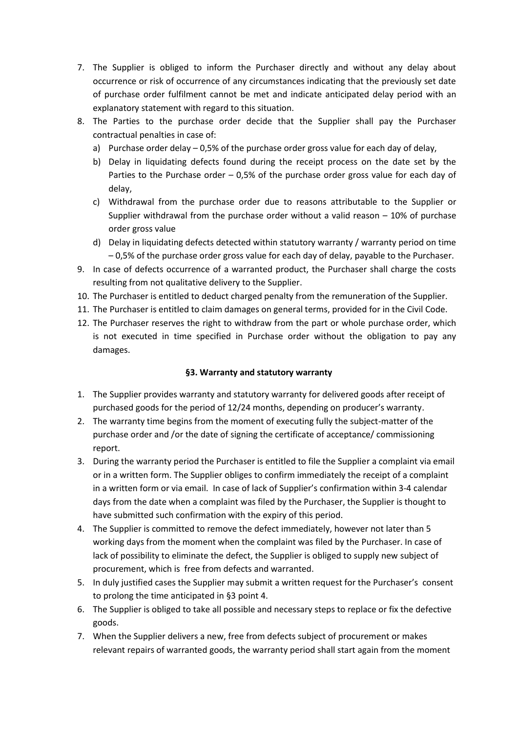7. The Supplier is obliged to inform the Purchaser directly and without any delay about occurrence or risk of occurrence of any circumstances indicating that the previously set date of purchase order fulfilment cannot be met and indicate anticipated delay period with an explanatory statement with regard to this situation.
8. The Parties to the purchase order decide that the Supplier shall pay the Purchaser contractual penalties in case of:
   a) Purchase order delay – 0,5% of the purchase order gross value for each day of delay,
   b) Delay in liquidating defects found during the receipt process on the date set by the Parties to the Purchase order – 0,5% of the purchase order gross value for each day of delay,
   c) Withdrawal from the purchase order due to reasons attributable to the Supplier or Supplier withdrawal from the purchase order without a valid reason – 10% of purchase order gross value
   d) Delay in liquidating defects detected within statutory warranty / warranty period on time – 0,5% of the purchase order gross value for each day of delay, payable to the Purchaser.
9. In case of defects occurrence of a warranted product, the Purchaser shall charge the costs resulting from not qualitative delivery to the Supplier.
10. The Purchaser is entitled to deduct charged penalty from the remuneration of the Supplier.
11. The Purchaser is entitled to claim damages on general terms, provided for in the Civil Code.
12. The Purchaser reserves the right to withdraw from the part or whole purchase order, which is not executed in time specified in Purchase order without the obligation to pay any damages.

### §3. Warranty and statutory warranty

1. The Supplier provides warranty and statutory warranty for delivered goods after receipt of purchased goods for the period of 12/24 months, depending on producer's warranty.
2. The warranty time begins from the moment of executing fully the subject-matter of the purchase order and /or the date of signing the certificate of acceptance/ commissioning report.
3. During the warranty period the Purchaser is entitled to file the Supplier a complaint via email or in a written form. The Supplier obliges to confirm immediately the receipt of a complaint in a written form or via email. In case of lack of Supplier's confirmation within 3-4 calendar days from the date when a complaint was filed by the Purchaser, the Supplier is thought to have submitted such confirmation with the expiry of this period.
4. The Supplier is committed to remove the defect immediately, however not later than 5 working days from the moment when the complaint was filed by the Purchaser. In case of lack of possibility to eliminate the defect, the Supplier is obliged to supply new subject of procurement, which is free from defects and warranted.
5. In duly justified cases the Supplier may submit a written request for the Purchaser's consent to prolong the time anticipated in §3 point 4.
6. The Supplier is obliged to take all possible and necessary steps to replace or fix the defective goods.
7. When the Supplier delivers a new, free from defects subject of procurement or makes relevant repairs of warranted goods, the warranty period shall start again from the moment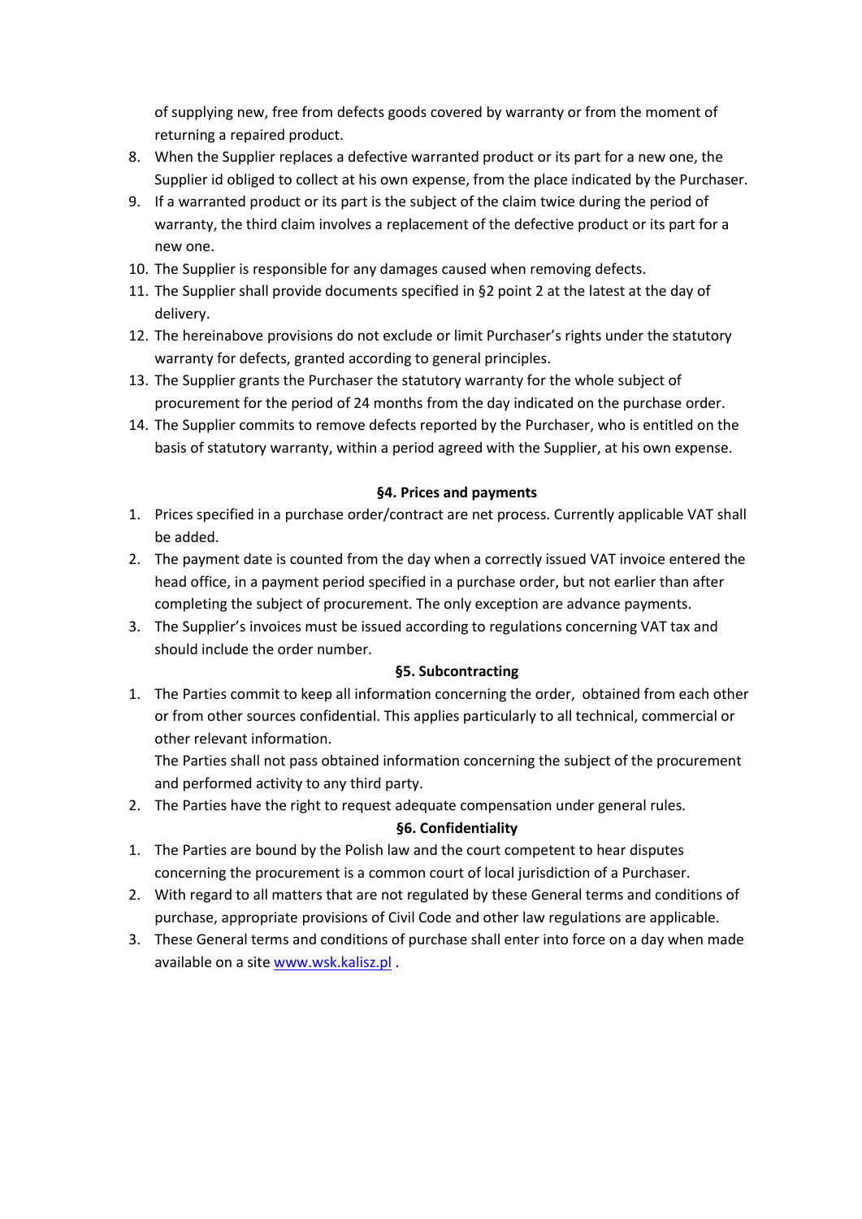of supplying new, free from defects goods covered by warranty or from the moment of returning a repaired product.

8. When the Supplier replaces a defective warranted product or its part for a new one, the Supplier id obliged to collect at his own expense, from the place indicated by the Purchaser.
9. If a warranted product or its part is the subject of the claim twice during the period of warranty, the third claim involves a replacement of the defective product or its part for a new one.
10. The Supplier is responsible for any damages caused when removing defects.
11. The Supplier shall provide documents specified in §2 point 2 at the latest at the day of delivery.
12. The hereinabove provisions do not exclude or limit Purchaser's rights under the statutory warranty for defects, granted according to general principles.
13. The Supplier grants the Purchaser the statutory warranty for the whole subject of procurement for the period of 24 months from the day indicated on the purchase order.
14. The Supplier commits to remove defects reported by the Purchaser, who is entitled on the basis of statutory warranty, within a period agreed with the Supplier, at his own expense.

**§4. Prices and payments**

1. Prices specified in a purchase order/contract are net process. Currently applicable VAT shall be added.
2. The payment date is counted from the day when a correctly issued VAT invoice entered the head office, in a payment period specified in a purchase order, but not earlier than after completing the subject of procurement. The only exception are advance payments.
3. The Supplier's invoices must be issued according to regulations concerning VAT tax and should include the order number.

**§5. Subcontracting**

1. The Parties commit to keep all information concerning the order, obtained from each other or from other sources confidential. This applies particularly to all technical, commercial or other relevant information.
   The Parties shall not pass obtained information concerning the subject of the procurement and performed activity to any third party.
2. The Parties have the right to request adequate compensation under general rules.

**§6. Confidentiality**

1. The Parties are bound by the Polish law and the court competent to hear disputes concerning the procurement is a common court of local jurisdiction of a Purchaser.
2. With regard to all matters that are not regulated by these General terms and conditions of purchase, appropriate provisions of Civil Code and other law regulations are applicable.
3. These General terms and conditions of purchase shall enter into force on a day when made available on a site www.wsk.kalisz.pl .